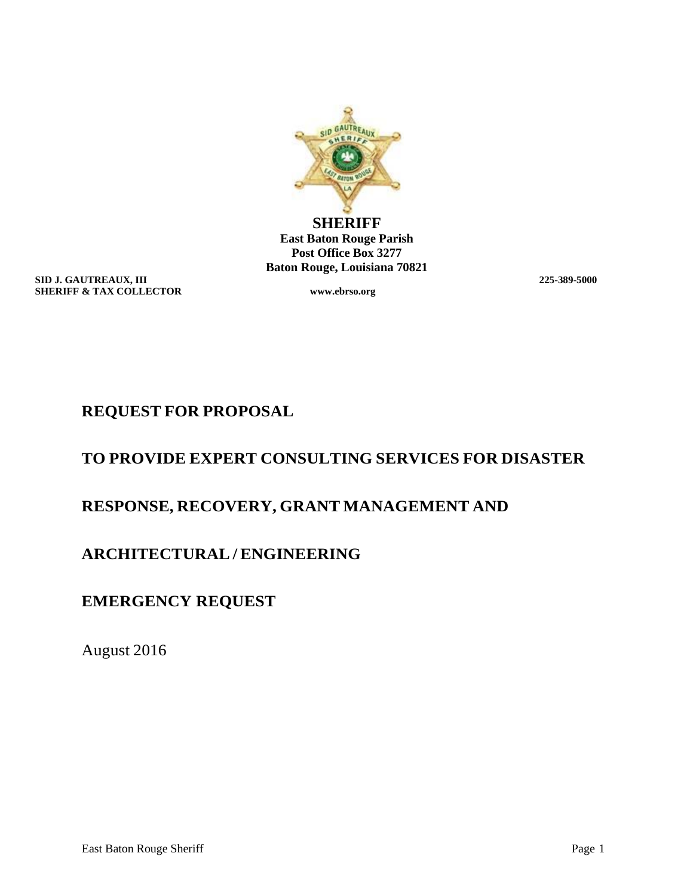**SHERIFF**
**East Baton Rouge Parish**
**Post Office Box 3277**
**Baton Rouge, Louisiana 70821**

**SID J. GAUTREAUX, III**
**SHERIFF & TAX COLLECTOR**

**www.ebrso.org**

**225-389-5000**

# REQUEST FOR PROPOSAL

# TO PROVIDE EXPERT CONSULTING SERVICES FOR DISASTER RESPONSE, RECOVERY, GRANT MANAGEMENT AND ARCHITECTURAL / ENGINEERING

# EMERGENCY REQUEST

August 2016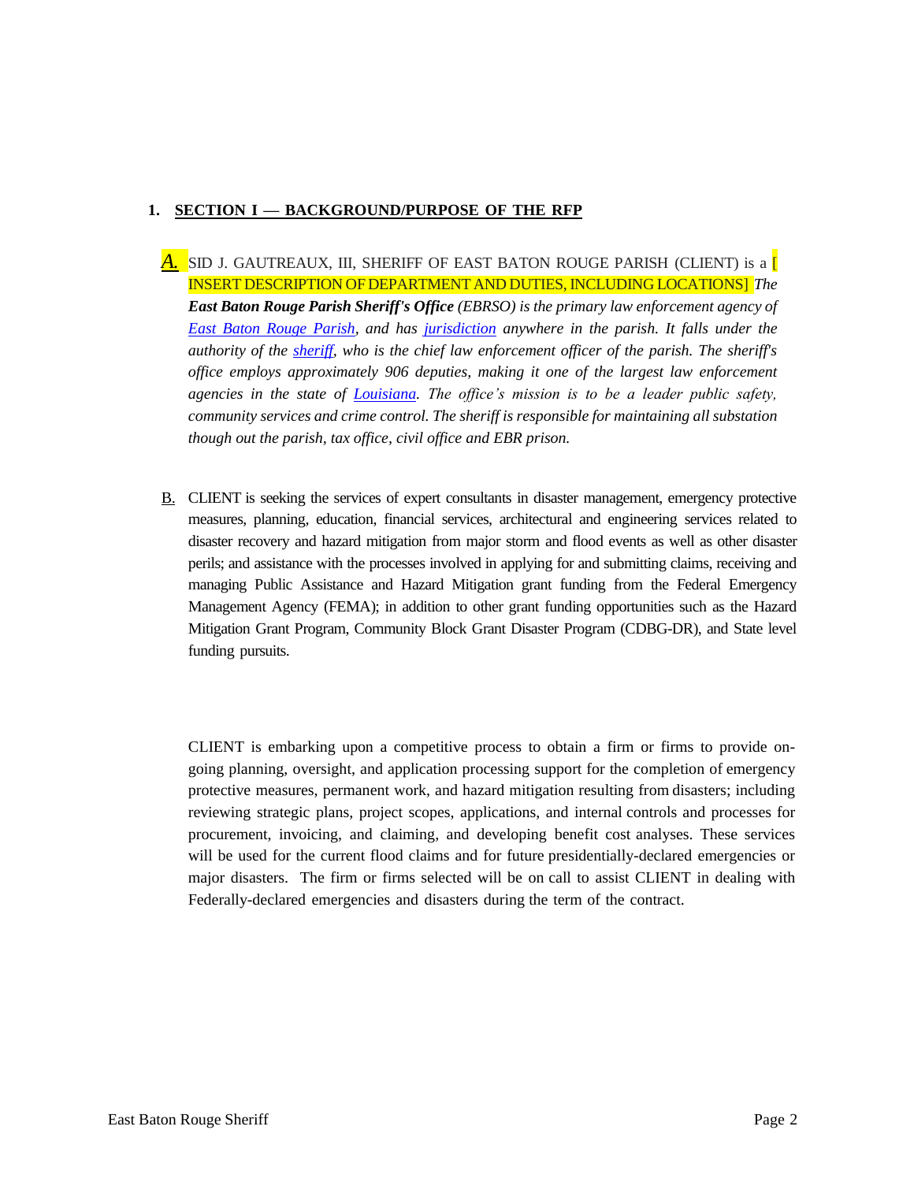## 1. SECTION I — BACKGROUND/PURPOSE OF THE RFP

*A.* SID J. GAUTREAUX, III, SHERIFF OF EAST BATON ROUGE PARISH (CLIENT) is a [ INSERT DESCRIPTION OF DEPARTMENT AND DUTIES, INCLUDING LOCATIONS] *The **East Baton Rouge Parish Sheriff's Office** (EBRSO) is the primary law enforcement agency of East Baton Rouge Parish, and has jurisdiction anywhere in the parish. It falls under the authority of the sheriff, who is the chief law enforcement officer of the parish. The sheriff's office employs approximately 906 deputies, making it one of the largest law enforcement agencies in the state of Louisiana. The office's mission is to be a leader public safety, community services and crime control. The sheriff is responsible for maintaining all substation though out the parish, tax office, civil office and EBR prison.*

B. CLIENT is seeking the services of expert consultants in disaster management, emergency protective measures, planning, education, financial services, architectural and engineering services related to disaster recovery and hazard mitigation from major storm and flood events as well as other disaster perils; and assistance with the processes involved in applying for and submitting claims, receiving and managing Public Assistance and Hazard Mitigation grant funding from the Federal Emergency Management Agency (FEMA); in addition to other grant funding opportunities such as the Hazard Mitigation Grant Program, Community Block Grant Disaster Program (CDBG-DR), and State level funding pursuits.

CLIENT is embarking upon a competitive process to obtain a firm or firms to provide on-going planning, oversight, and application processing support for the completion of emergency protective measures, permanent work, and hazard mitigation resulting from disasters; including reviewing strategic plans, project scopes, applications, and internal controls and processes for procurement, invoicing, and claiming, and developing benefit cost analyses. These services will be used for the current flood claims and for future presidentially-declared emergencies or major disasters. The firm or firms selected will be on call to assist CLIENT in dealing with Federally-declared emergencies and disasters during the term of the contract.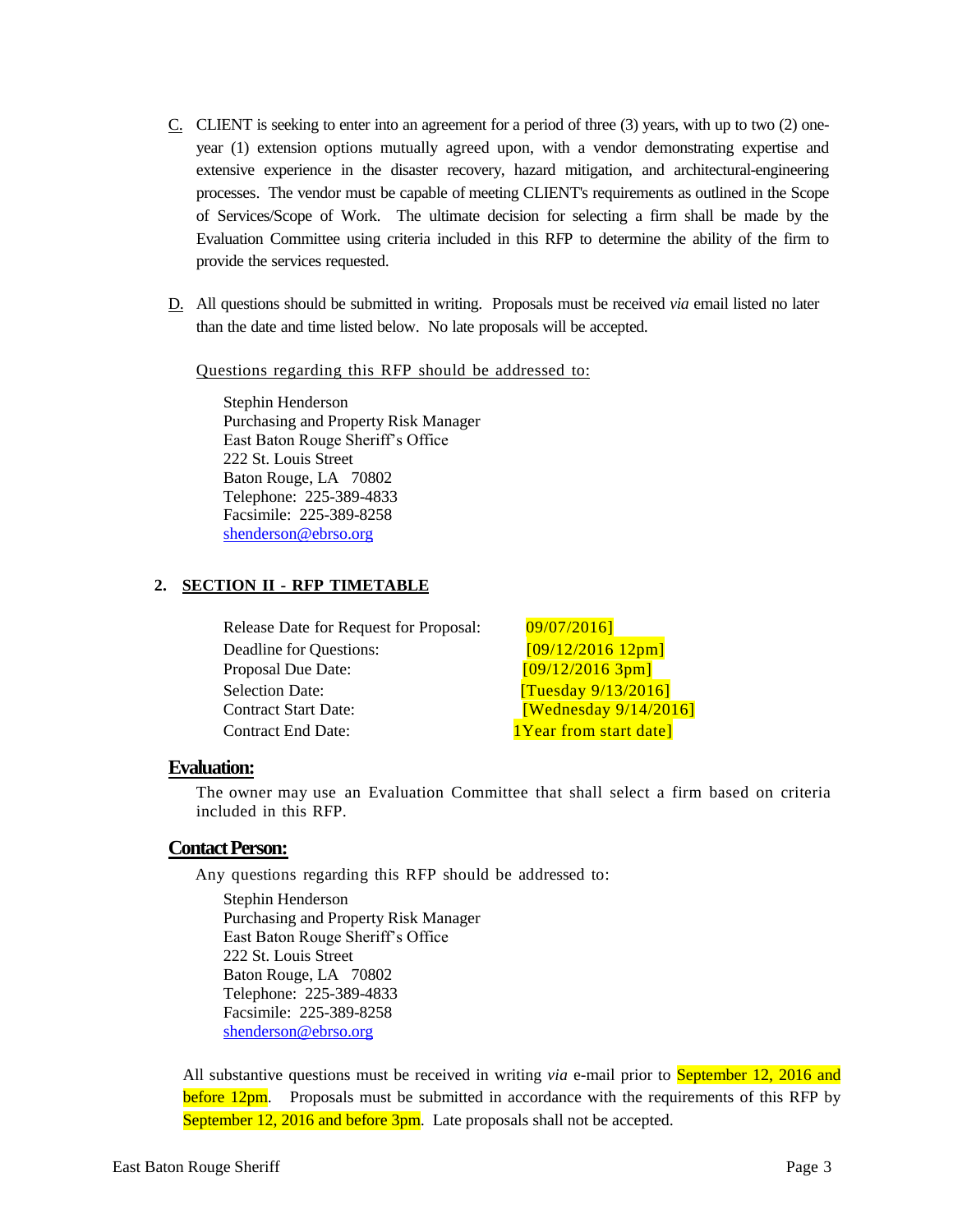C. CLIENT is seeking to enter into an agreement for a period of three (3) years, with up to two (2) one-year (1) extension options mutually agreed upon, with a vendor demonstrating expertise and extensive experience in the disaster recovery, hazard mitigation, and architectural-engineering processes. The vendor must be capable of meeting CLIENT's requirements as outlined in the Scope of Services/Scope of Work. The ultimate decision for selecting a firm shall be made by the Evaluation Committee using criteria included in this RFP to determine the ability of the firm to provide the services requested.

D. All questions should be submitted in writing. Proposals must be received *via* email listed no later than the date and time listed below. No late proposals will be accepted.

Questions regarding this RFP should be addressed to:

Stephin Henderson
Purchasing and Property Risk Manager
East Baton Rouge Sheriff's Office
222 St. Louis Street
Baton Rouge, LA 70802
Telephone: 225-389-4833
Facsimile: 225-389-8258
shenderson@ebrso.org

## 2. SECTION II - RFP TIMETABLE

| | |
|---|---|
| Release Date for Request for Proposal: | 09/07/2016] |
| Deadline for Questions: | [09/12/2016 12pm] |
| Proposal Due Date: | [09/12/2016 3pm] |
| Selection Date: | [Tuesday 9/13/2016] |
| Contract Start Date: | [Wednesday 9/14/2016] |
| Contract End Date: | 1Year from start date] |

### Evaluation:

The owner may use an Evaluation Committee that shall select a firm based on criteria included in this RFP.

### Contact Person:

Any questions regarding this RFP should be addressed to:

Stephin Henderson
Purchasing and Property Risk Manager
East Baton Rouge Sheriff's Office
222 St. Louis Street
Baton Rouge, LA 70802
Telephone: 225-389-4833
Facsimile: 225-389-8258
shenderson@ebrso.org

All substantive questions must be received in writing *via* e-mail prior to September 12, 2016 and before 12pm. Proposals must be submitted in accordance with the requirements of this RFP by September 12, 2016 and before 3pm. Late proposals shall not be accepted.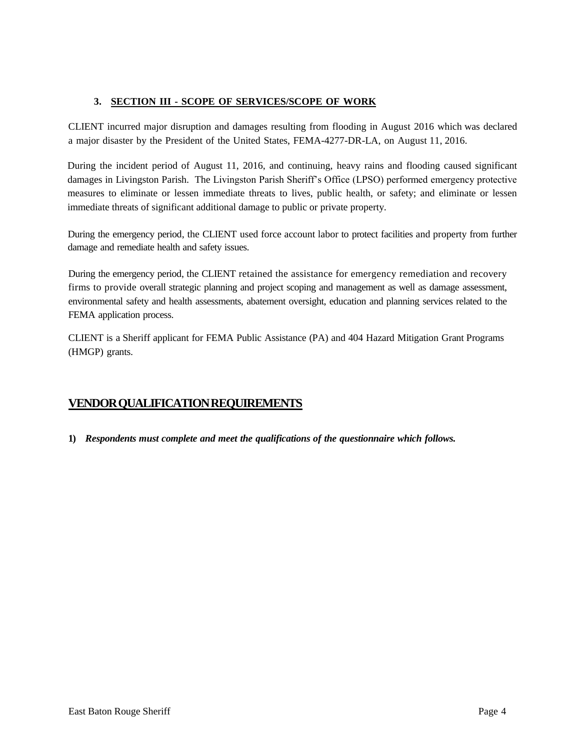### 3. SECTION III - SCOPE OF SERVICES/SCOPE OF WORK

CLIENT incurred major disruption and damages resulting from flooding in August 2016 which was declared a major disaster by the President of the United States, FEMA-4277-DR-LA, on August 11, 2016.

During the incident period of August 11, 2016, and continuing, heavy rains and flooding caused significant damages in Livingston Parish. The Livingston Parish Sheriff's Office (LPSO) performed emergency protective measures to eliminate or lessen immediate threats to lives, public health, or safety; and eliminate or lessen immediate threats of significant additional damage to public or private property.

During the emergency period, the CLIENT used force account labor to protect facilities and property from further damage and remediate health and safety issues.

During the emergency period, the CLIENT retained the assistance for emergency remediation and recovery firms to provide overall strategic planning and project scoping and management as well as damage assessment, environmental safety and health assessments, abatement oversight, education and planning services related to the FEMA application process.

CLIENT is a Sheriff applicant for FEMA Public Assistance (PA) and 404 Hazard Mitigation Grant Programs (HMGP) grants.

## VENDOR QUALIFICATION REQUIREMENTS

1) ***Respondents must complete and meet the qualifications of the questionnaire which follows.***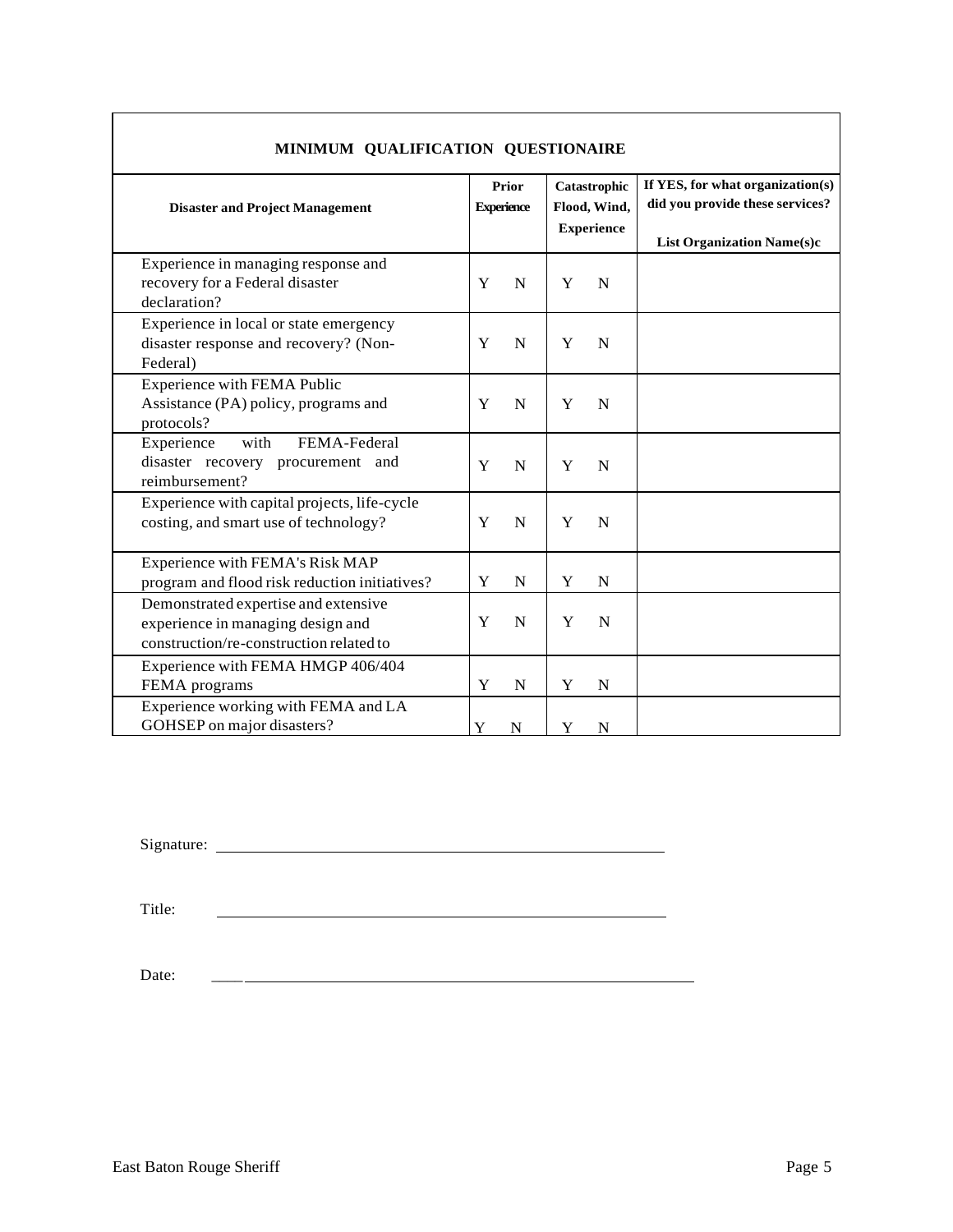## MINIMUM QUALIFICATION QUESTIONAIRE

| Disaster and Project Management | Prior Experience | Catastrophic Flood, Wind, Experience | If YES, for what organization(s) did you provide these services? List Organization Name(s)c |
|---|---|---|---|
| Experience in managing response and recovery for a Federal disaster declaration? | Y N | Y N | |
| Experience in local or state emergency disaster response and recovery? (Non-Federal) | Y N | Y N | |
| Experience with FEMA Public Assistance (PA) policy, programs and protocols? | Y N | Y N | |
| Experience with FEMA-Federal disaster recovery procurement and reimbursement? | Y N | Y N | |
| Experience with capital projects, life-cycle costing, and smart use of technology? | Y N | Y N | |
| Experience with FEMA's Risk MAP program and flood risk reduction initiatives? | Y N | Y N | |
| Demonstrated expertise and extensive experience in managing design and construction/re-construction related to | Y N | Y N | |
| Experience with FEMA HMGP 406/404 FEMA programs | Y N | Y N | |
| Experience working with FEMA and LA GOHSEP on major disasters? | Y N | Y N | |

Signature: ______________________________

Title: ______________________________

Date: ______________________________

East Baton Rouge Sheriff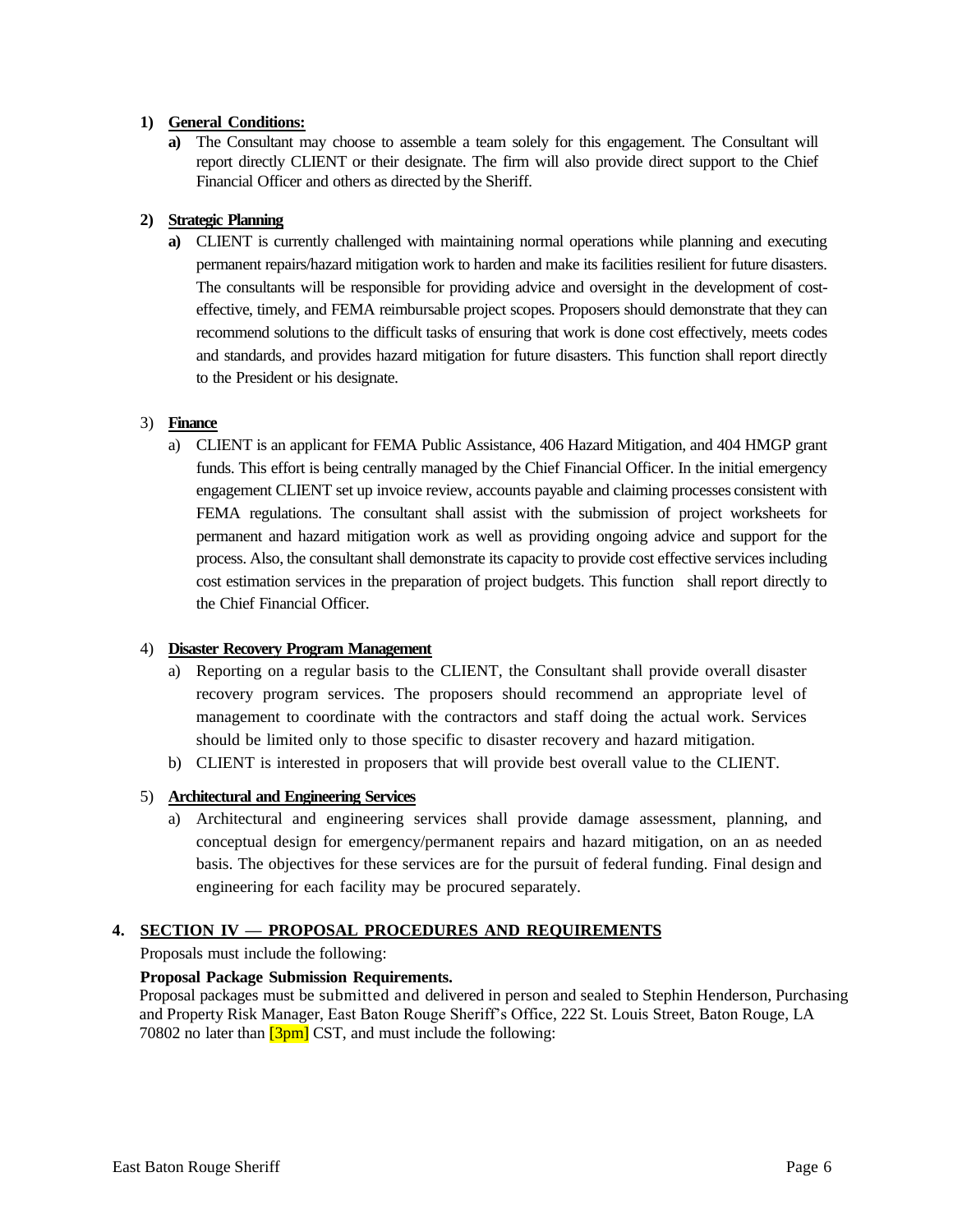1) **General Conditions:**

   a) The Consultant may choose to assemble a team solely for this engagement. The Consultant will report directly CLIENT or their designate. The firm will also provide direct support to the Chief Financial Officer and others as directed by the Sheriff.

2) **Strategic Planning**

   a) CLIENT is currently challenged with maintaining normal operations while planning and executing permanent repairs/hazard mitigation work to harden and make its facilities resilient for future disasters. The consultants will be responsible for providing advice and oversight in the development of cost-effective, timely, and FEMA reimbursable project scopes. Proposers should demonstrate that they can recommend solutions to the difficult tasks of ensuring that work is done cost effectively, meets codes and standards, and provides hazard mitigation for future disasters. This function shall report directly to the President or his designate.

3) **Finance**

   a) CLIENT is an applicant for FEMA Public Assistance, 406 Hazard Mitigation, and 404 HMGP grant funds. This effort is being centrally managed by the Chief Financial Officer. In the initial emergency engagement CLIENT set up invoice review, accounts payable and claiming processes consistent with FEMA regulations. The consultant shall assist with the submission of project worksheets for permanent and hazard mitigation work as well as providing ongoing advice and support for the process. Also, the consultant shall demonstrate its capacity to provide cost effective services including cost estimation services in the preparation of project budgets. This function shall report directly to the Chief Financial Officer.

4) **Disaster Recovery Program Management**

   a) Reporting on a regular basis to the CLIENT, the Consultant shall provide overall disaster recovery program services. The proposers should recommend an appropriate level of management to coordinate with the contractors and staff doing the actual work. Services should be limited only to those specific to disaster recovery and hazard mitigation.
   b) CLIENT is interested in proposers that will provide best overall value to the CLIENT.

5) **Architectural and Engineering Services**

   a) Architectural and engineering services shall provide damage assessment, planning, and conceptual design for emergency/permanent repairs and hazard mitigation, on an as needed basis. The objectives for these services are for the pursuit of federal funding. Final design and engineering for each facility may be procured separately.

## 4. SECTION IV — PROPOSAL PROCEDURES AND REQUIREMENTS

Proposals must include the following:

**Proposal Package Submission Requirements.**

Proposal packages must be submitted and delivered in person and sealed to Stephin Henderson, Purchasing and Property Risk Manager, East Baton Rouge Sheriff's Office, 222 St. Louis Street, Baton Rouge, LA 70802 no later than [3pm] CST, and must include the following: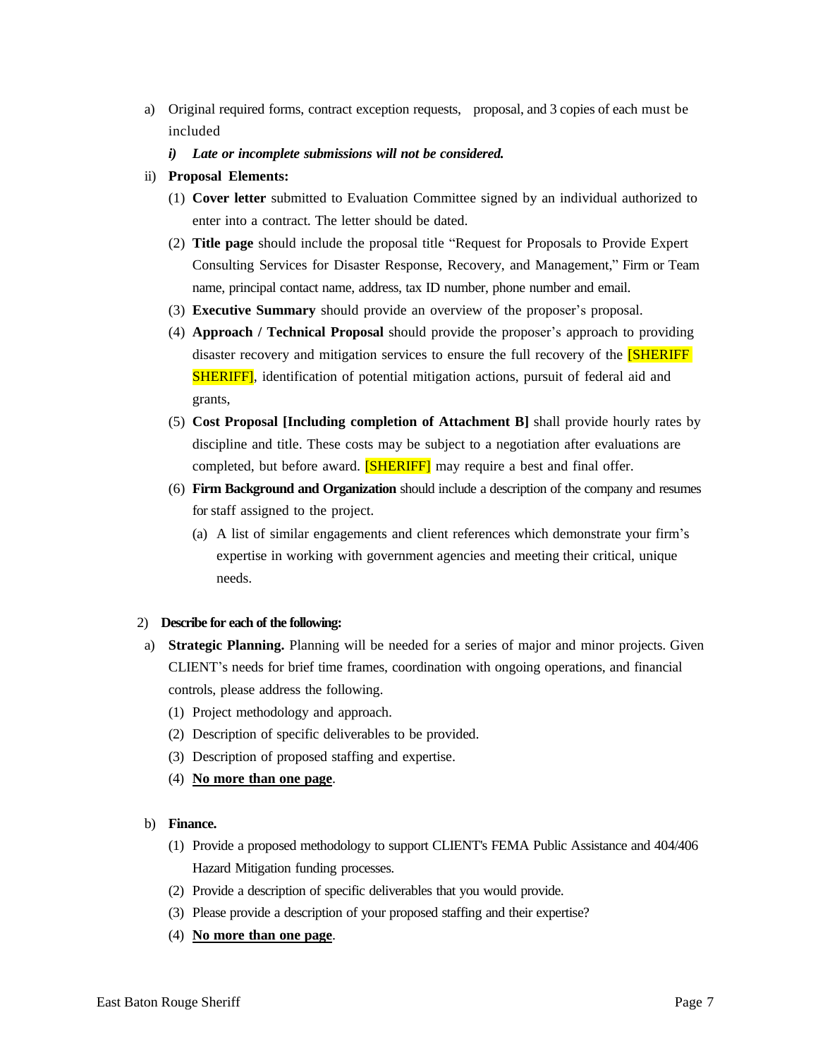a) Original required forms, contract exception requests, proposal, and 3 copies of each must be included

   *i) **Late or incomplete submissions will not be considered.***

ii) **Proposal Elements:**

   (1) **Cover letter** submitted to Evaluation Committee signed by an individual authorized to enter into a contract. The letter should be dated.

   (2) **Title page** should include the proposal title "Request for Proposals to Provide Expert Consulting Services for Disaster Response, Recovery, and Management," Firm or Team name, principal contact name, address, tax ID number, phone number and email.

   (3) **Executive Summary** should provide an overview of the proposer's proposal.

   (4) **Approach / Technical Proposal** should provide the proposer's approach to providing disaster recovery and mitigation services to ensure the full recovery of the [SHERIFF SHERIFF], identification of potential mitigation actions, pursuit of federal aid and grants,

   (5) **Cost Proposal [Including completion of Attachment B]** shall provide hourly rates by discipline and title. These costs may be subject to a negotiation after evaluations are completed, but before award. [SHERIFF] may require a best and final offer.

   (6) **Firm Background and Organization** should include a description of the company and resumes for staff assigned to the project.

      (a) A list of similar engagements and client references which demonstrate your firm's expertise in working with government agencies and meeting their critical, unique needs.

2) **Describe for each of the following:**

a) **Strategic Planning.** Planning will be needed for a series of major and minor projects. Given CLIENT's needs for brief time frames, coordination with ongoing operations, and financial controls, please address the following.

   (1) Project methodology and approach.

   (2) Description of specific deliverables to be provided.

   (3) Description of proposed staffing and expertise.

   (4) <u>**No more than one page**</u>.

b) **Finance.**

   (1) Provide a proposed methodology to support CLIENT's FEMA Public Assistance and 404/406 Hazard Mitigation funding processes.

   (2) Provide a description of specific deliverables that you would provide.

   (3) Please provide a description of your proposed staffing and their expertise?

   (4) <u>**No more than one page**</u>.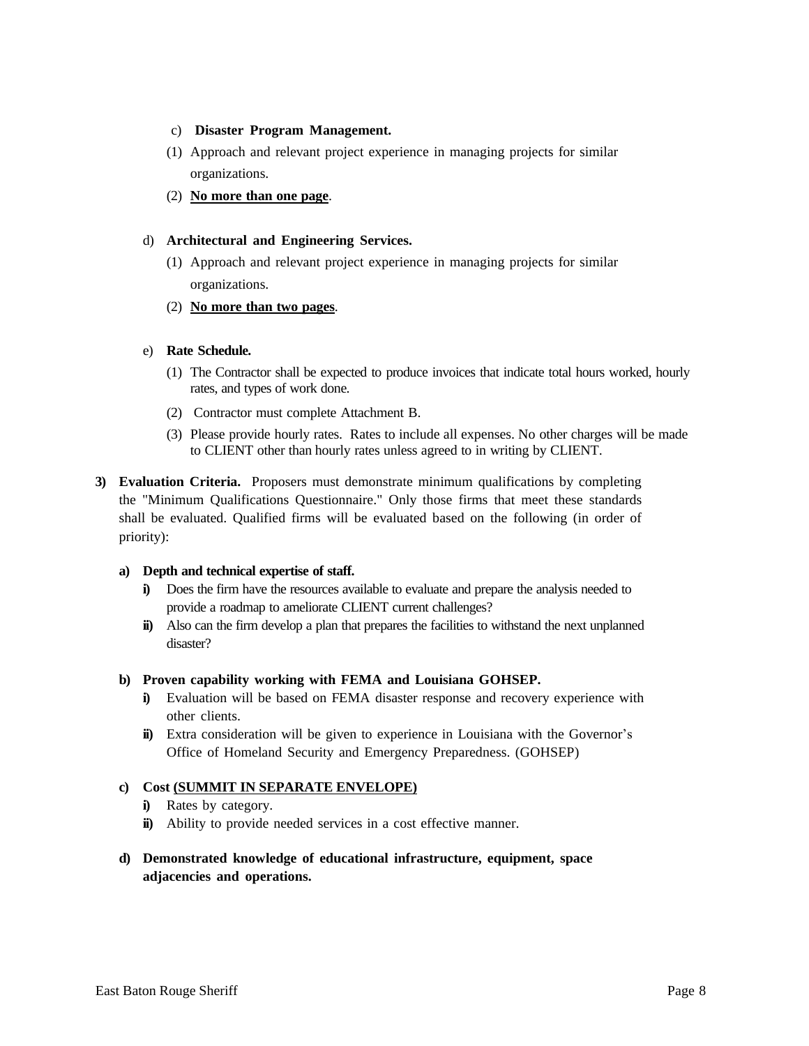c) **Disaster Program Management.**

(1) Approach and relevant project experience in managing projects for similar organizations.

(2) **<u>No more than one page</u>**.

d) **Architectural and Engineering Services.**

(1) Approach and relevant project experience in managing projects for similar organizations.

(2) **<u>No more than two pages</u>**.

e) **Rate Schedule.**

(1) The Contractor shall be expected to produce invoices that indicate total hours worked, hourly rates, and types of work done.

(2) Contractor must complete Attachment B.

(3) Please provide hourly rates. Rates to include all expenses. No other charges will be made to CLIENT other than hourly rates unless agreed to in writing by CLIENT.

**3) Evaluation Criteria.** Proposers must demonstrate minimum qualifications by completing the "Minimum Qualifications Questionnaire." Only those firms that meet these standards shall be evaluated. Qualified firms will be evaluated based on the following (in order of priority):

**a) Depth and technical expertise of staff.**

**i)** Does the firm have the resources available to evaluate and prepare the analysis needed to provide a roadmap to ameliorate CLIENT current challenges?

**ii)** Also can the firm develop a plan that prepares the facilities to withstand the next unplanned disaster?

**b) Proven capability working with FEMA and Louisiana GOHSEP.**

**i)** Evaluation will be based on FEMA disaster response and recovery experience with other clients.

**ii)** Extra consideration will be given to experience in Louisiana with the Governor's Office of Homeland Security and Emergency Preparedness. (GOHSEP)

**c) Cost <u>(SUMMIT IN SEPARATE ENVELOPE)</u>**

**i)** Rates by category.

**ii)** Ability to provide needed services in a cost effective manner.

**d) Demonstrated knowledge of educational infrastructure, equipment, space adjacencies and operations.**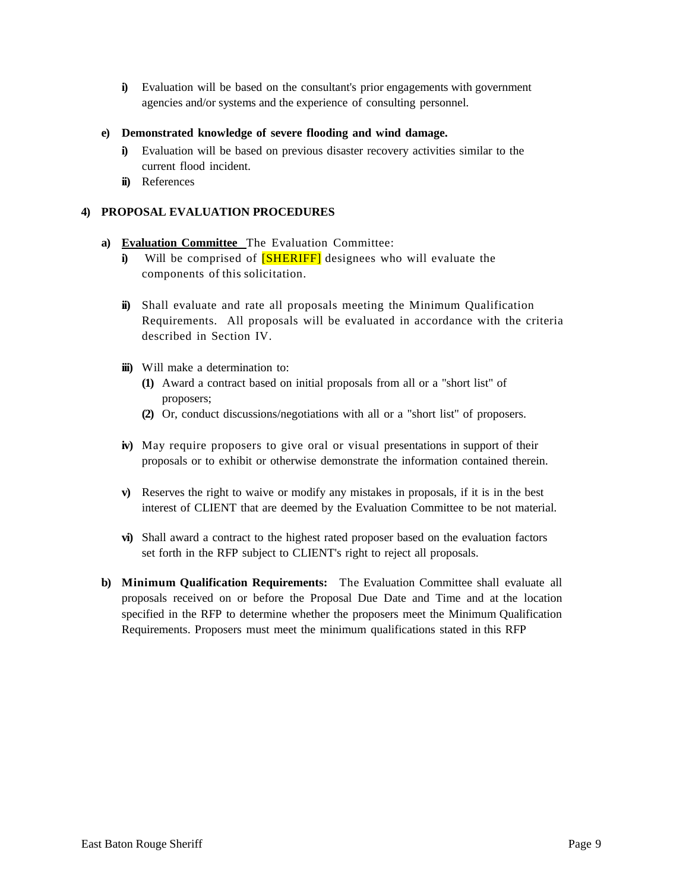- **i)** Evaluation will be based on the consultant's prior engagements with government agencies and/or systems and the experience of consulting personnel.

**e) Demonstrated knowledge of severe flooding and wind damage.**

- **i)** Evaluation will be based on previous disaster recovery activities similar to the current flood incident.
- **ii)** References

## 4) PROPOSAL EVALUATION PROCEDURES

**a) <u>Evaluation Committee</u>** The Evaluation Committee:

- **i)** Will be comprised of [SHERIFF] designees who will evaluate the components of this solicitation.
- **ii)** Shall evaluate and rate all proposals meeting the Minimum Qualification Requirements. All proposals will be evaluated in accordance with the criteria described in Section IV.
- **iii)** Will make a determination to:
  - **(1)** Award a contract based on initial proposals from all or a "short list" of proposers;
  - **(2)** Or, conduct discussions/negotiations with all or a "short list" of proposers.
- **iv)** May require proposers to give oral or visual presentations in support of their proposals or to exhibit or otherwise demonstrate the information contained therein.
- **v)** Reserves the right to waive or modify any mistakes in proposals, if it is in the best interest of CLIENT that are deemed by the Evaluation Committee to be not material.
- **vi)** Shall award a contract to the highest rated proposer based on the evaluation factors set forth in the RFP subject to CLIENT's right to reject all proposals.

**b) Minimum Qualification Requirements:** The Evaluation Committee shall evaluate all proposals received on or before the Proposal Due Date and Time and at the location specified in the RFP to determine whether the proposers meet the Minimum Qualification Requirements. Proposers must meet the minimum qualifications stated in this RFP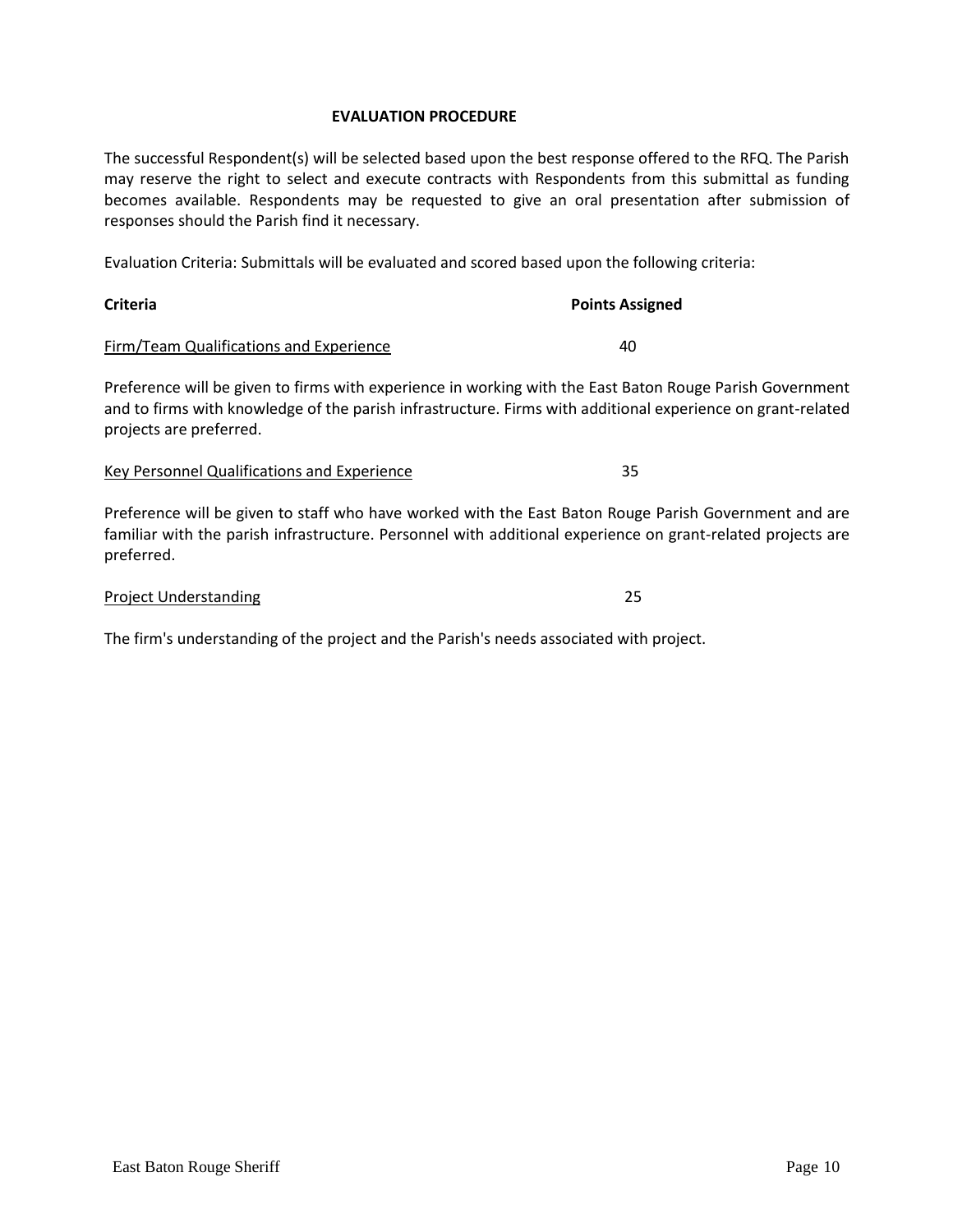## EVALUATION PROCEDURE

The successful Respondent(s) will be selected based upon the best response offered to the RFQ. The Parish may reserve the right to select and execute contracts with Respondents from this submittal as funding becomes available. Respondents may be requested to give an oral presentation after submission of responses should the Parish find it necessary.

Evaluation Criteria: Submittals will be evaluated and scored based upon the following criteria:

| Criteria | Points Assigned |
|---|---|
| Firm/Team Qualifications and Experience | 40 |

Preference will be given to firms with experience in working with the East Baton Rouge Parish Government and to firms with knowledge of the parish infrastructure. Firms with additional experience on grant-related projects are preferred.

| Criteria | Points Assigned |
|---|---|
| Key Personnel Qualifications and Experience | 35 |

Preference will be given to staff who have worked with the East Baton Rouge Parish Government and are familiar with the parish infrastructure. Personnel with additional experience on grant-related projects are preferred.

| Criteria | Points Assigned |
|---|---|
| Project Understanding | 25 |

The firm's understanding of the project and the Parish's needs associated with project.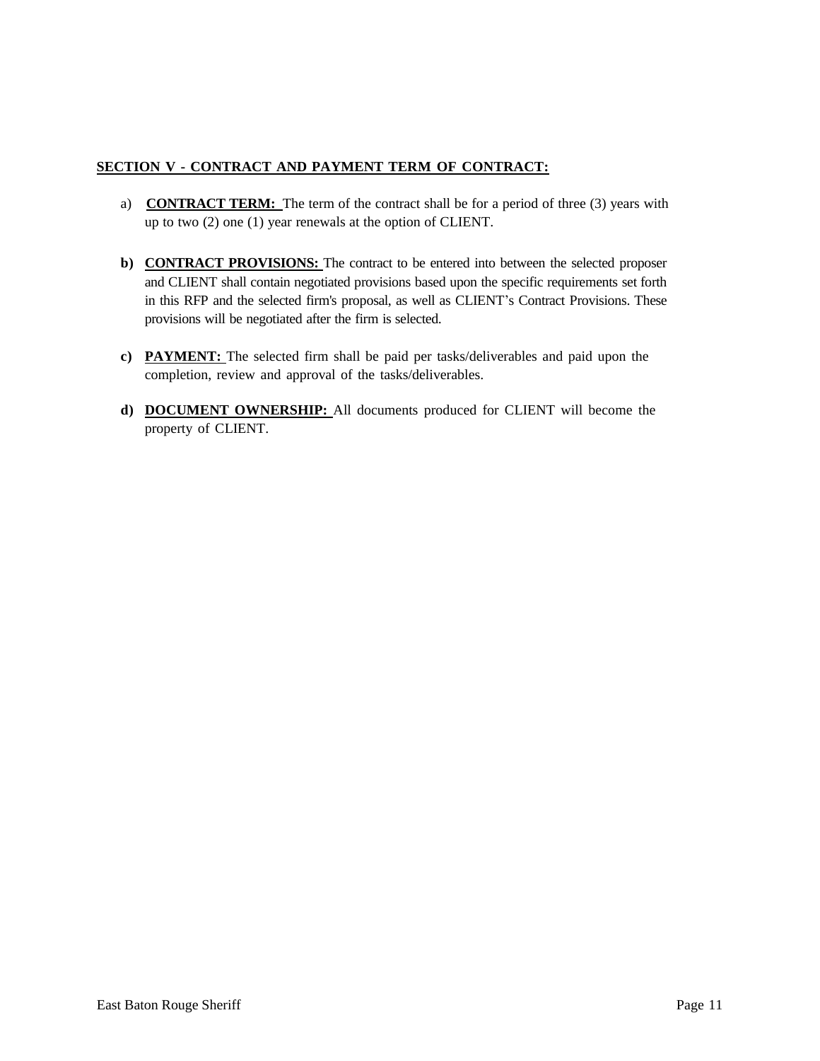**SECTION V - CONTRACT AND PAYMENT TERM OF CONTRACT:**

a) **CONTRACT TERM:** The term of the contract shall be for a period of three (3) years with up to two (2) one (1) year renewals at the option of CLIENT.

b) **CONTRACT PROVISIONS:** The contract to be entered into between the selected proposer and CLIENT shall contain negotiated provisions based upon the specific requirements set forth in this RFP and the selected firm's proposal, as well as CLIENT's Contract Provisions. These provisions will be negotiated after the firm is selected.

c) **PAYMENT:** The selected firm shall be paid per tasks/deliverables and paid upon the completion, review and approval of the tasks/deliverables.

d) **DOCUMENT OWNERSHIP:** All documents produced for CLIENT will become the property of CLIENT.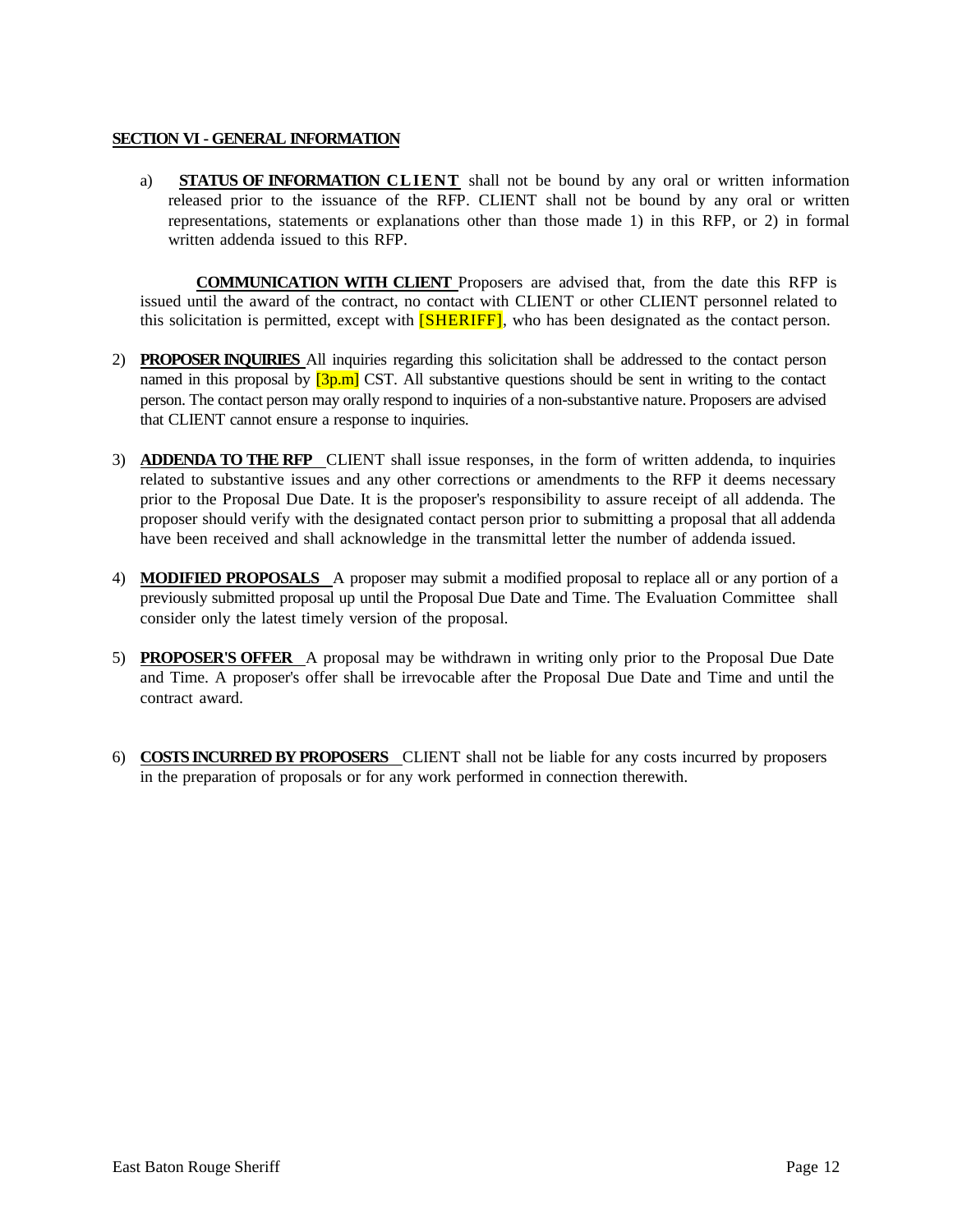**SECTION VI - GENERAL INFORMATION**

a) **STATUS OF INFORMATION CLIENT** shall not be bound by any oral or written information released prior to the issuance of the RFP. CLIENT shall not be bound by any oral or written representations, statements or explanations other than those made 1) in this RFP, or 2) in formal written addenda issued to this RFP.

**COMMUNICATION WITH CLIENT** Proposers are advised that, from the date this RFP is issued until the award of the contract, no contact with CLIENT or other CLIENT personnel related to this solicitation is permitted, except with [SHERIFF], who has been designated as the contact person.

2) **PROPOSER INQUIRIES** All inquiries regarding this solicitation shall be addressed to the contact person named in this proposal by [3p.m] CST. All substantive questions should be sent in writing to the contact person. The contact person may orally respond to inquiries of a non-substantive nature. Proposers are advised that CLIENT cannot ensure a response to inquiries.

3) **ADDENDA TO THE RFP** CLIENT shall issue responses, in the form of written addenda, to inquiries related to substantive issues and any other corrections or amendments to the RFP it deems necessary prior to the Proposal Due Date. It is the proposer's responsibility to assure receipt of all addenda. The proposer should verify with the designated contact person prior to submitting a proposal that all addenda have been received and shall acknowledge in the transmittal letter the number of addenda issued.

4) **MODIFIED PROPOSALS** A proposer may submit a modified proposal to replace all or any portion of a previously submitted proposal up until the Proposal Due Date and Time. The Evaluation Committee shall consider only the latest timely version of the proposal.

5) **PROPOSER'S OFFER** A proposal may be withdrawn in writing only prior to the Proposal Due Date and Time. A proposer's offer shall be irrevocable after the Proposal Due Date and Time and until the contract award.

6) **COSTS INCURRED BY PROPOSERS** CLIENT shall not be liable for any costs incurred by proposers in the preparation of proposals or for any work performed in connection therewith.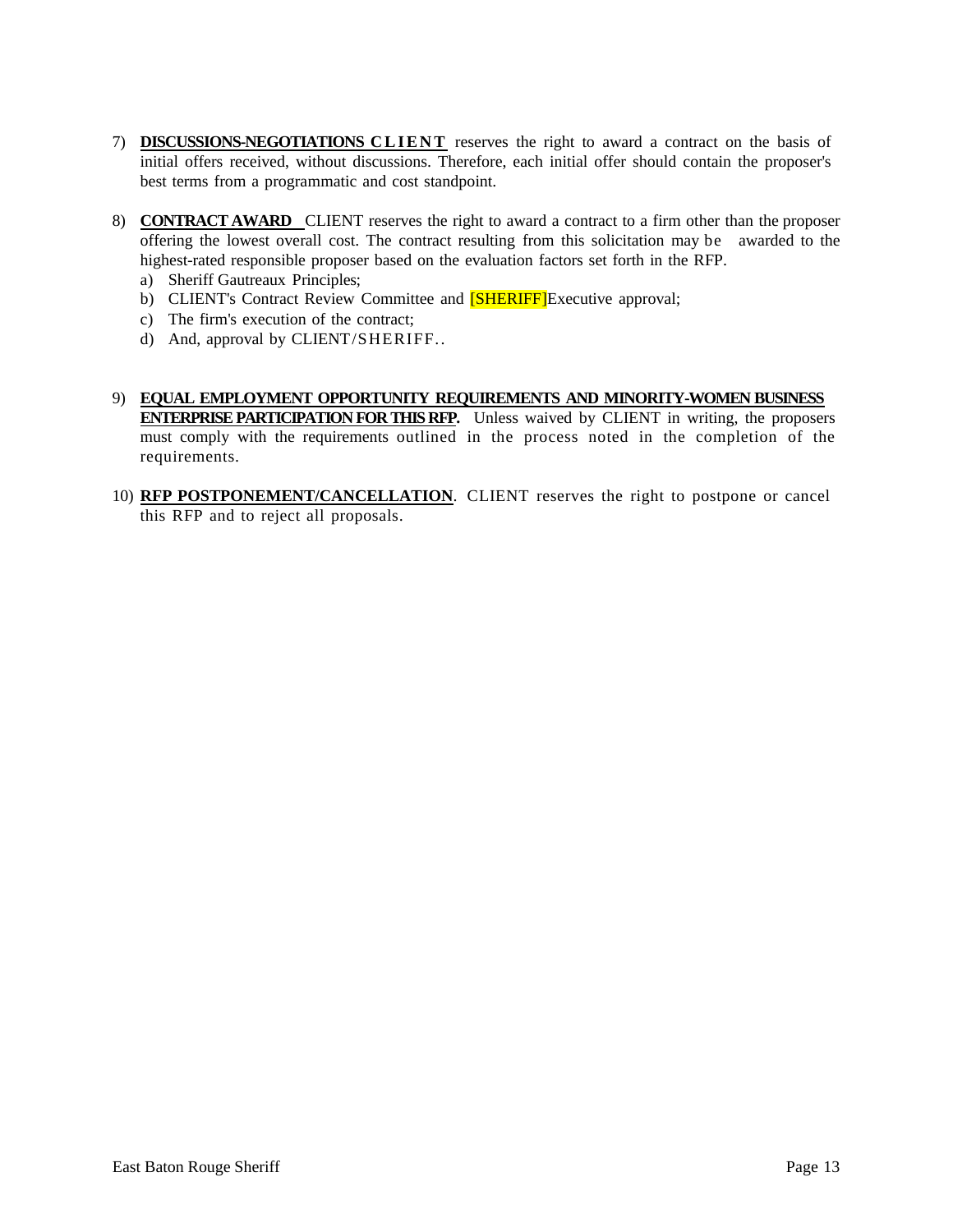7) **DISCUSSIONS-NEGOTIATIONS CLIENT** reserves the right to award a contract on the basis of initial offers received, without discussions. Therefore, each initial offer should contain the proposer's best terms from a programmatic and cost standpoint.

8) **CONTRACT AWARD** CLIENT reserves the right to award a contract to a firm other than the proposer offering the lowest overall cost. The contract resulting from this solicitation may be awarded to the highest-rated responsible proposer based on the evaluation factors set forth in the RFP.
   a) Sheriff Gautreaux Principles;
   b) CLIENT's Contract Review Committee and [SHERIFF]Executive approval;
   c) The firm's execution of the contract;
   d) And, approval by CLIENT/SHERIFF..

9) **EQUAL EMPLOYMENT OPPORTUNITY REQUIREMENTS AND MINORITY-WOMEN BUSINESS ENTERPRISE PARTICIPATION FOR THIS RFP.** Unless waived by CLIENT in writing, the proposers must comply with the requirements outlined in the process noted in the completion of the requirements.

10) **RFP POSTPONEMENT/CANCELLATION**. CLIENT reserves the right to postpone or cancel this RFP and to reject all proposals.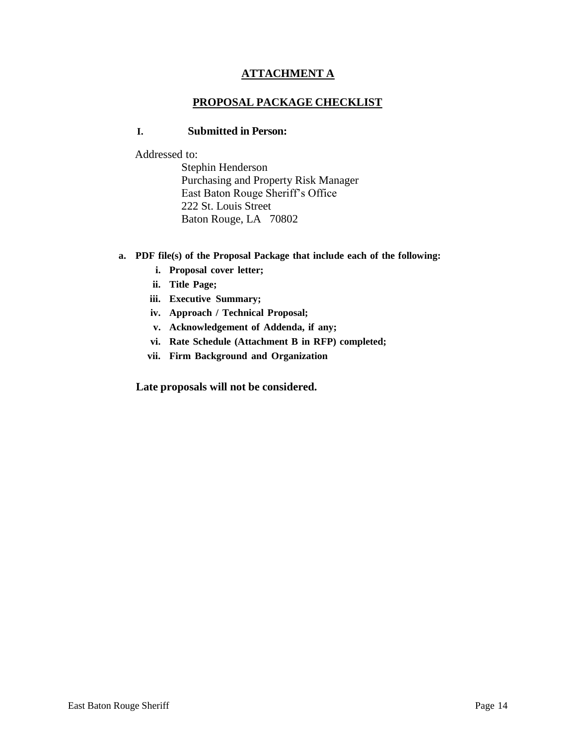# ATTACHMENT A

## PROPOSAL PACKAGE CHECKLIST

**I. Submitted in Person:**

Addressed to:

Stephin Henderson
Purchasing and Property Risk Manager
East Baton Rouge Sheriff's Office
222 St. Louis Street
Baton Rouge, LA 70802

**a. PDF file(s) of the Proposal Package that include each of the following:**

- **i. Proposal cover letter;**
- **ii. Title Page;**
- **iii. Executive Summary;**
- **iv. Approach / Technical Proposal;**
- **v. Acknowledgement of Addenda, if any;**
- **vi. Rate Schedule (Attachment B in RFP) completed;**
- **vii. Firm Background and Organization**

**Late proposals will not be considered.**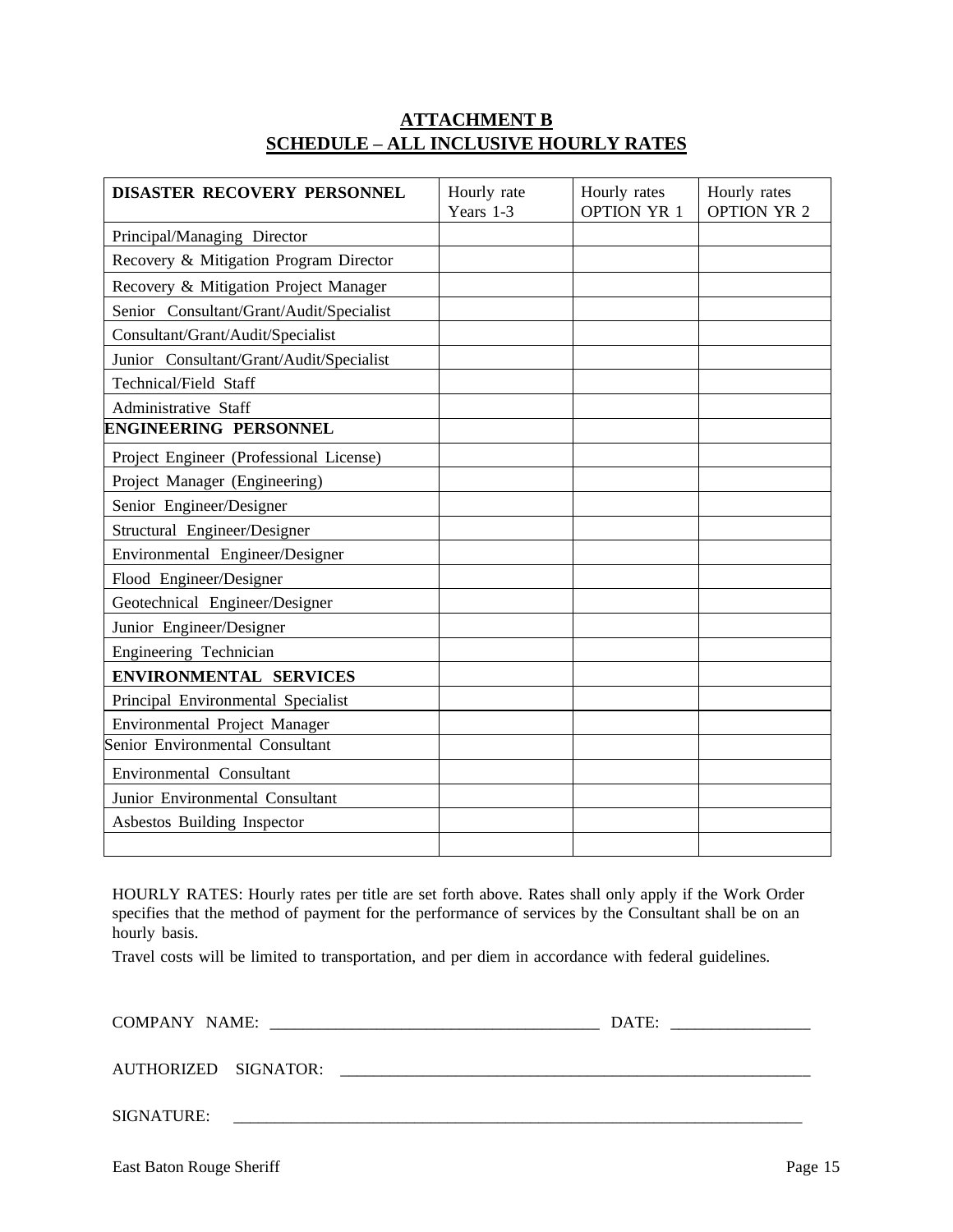# ATTACHMENT B
## SCHEDULE – ALL INCLUSIVE HOURLY RATES

| DISASTER RECOVERY PERSONNEL | Hourly rate Years 1-3 | Hourly rates OPTION YR 1 | Hourly rates OPTION YR 2 |
|---|---|---|---|
| Principal/Managing Director | | | |
| Recovery & Mitigation Program Director | | | |
| Recovery & Mitigation Project Manager | | | |
| Senior Consultant/Grant/Audit/Specialist | | | |
| Consultant/Grant/Audit/Specialist | | | |
| Junior Consultant/Grant/Audit/Specialist | | | |
| Technical/Field Staff | | | |
| Administrative Staff | | | |
| **ENGINEERING PERSONNEL** | | | |
| Project Engineer (Professional License) | | | |
| Project Manager (Engineering) | | | |
| Senior Engineer/Designer | | | |
| Structural Engineer/Designer | | | |
| Environmental Engineer/Designer | | | |
| Flood Engineer/Designer | | | |
| Geotechnical Engineer/Designer | | | |
| Junior Engineer/Designer | | | |
| Engineering Technician | | | |
| **ENVIRONMENTAL SERVICES** | | | |
| Principal Environmental Specialist | | | |
| Environmental Project Manager | | | |
| Senior Environmental Consultant | | | |
| Environmental Consultant | | | |
| Junior Environmental Consultant | | | |
| Asbestos Building Inspector | | | |
| | | | |

HOURLY RATES: Hourly rates per title are set forth above. Rates shall only apply if the Work Order specifies that the method of payment for the performance of services by the Consultant shall be on an hourly basis.

Travel costs will be limited to transportation, and per diem in accordance with federal guidelines.

COMPANY NAME: ________________________________________ DATE: _________________

AUTHORIZED SIGNATOR: ___________________________________________________________

SIGNATURE: _______________________________________________________________________

East Baton Rouge Sheriff